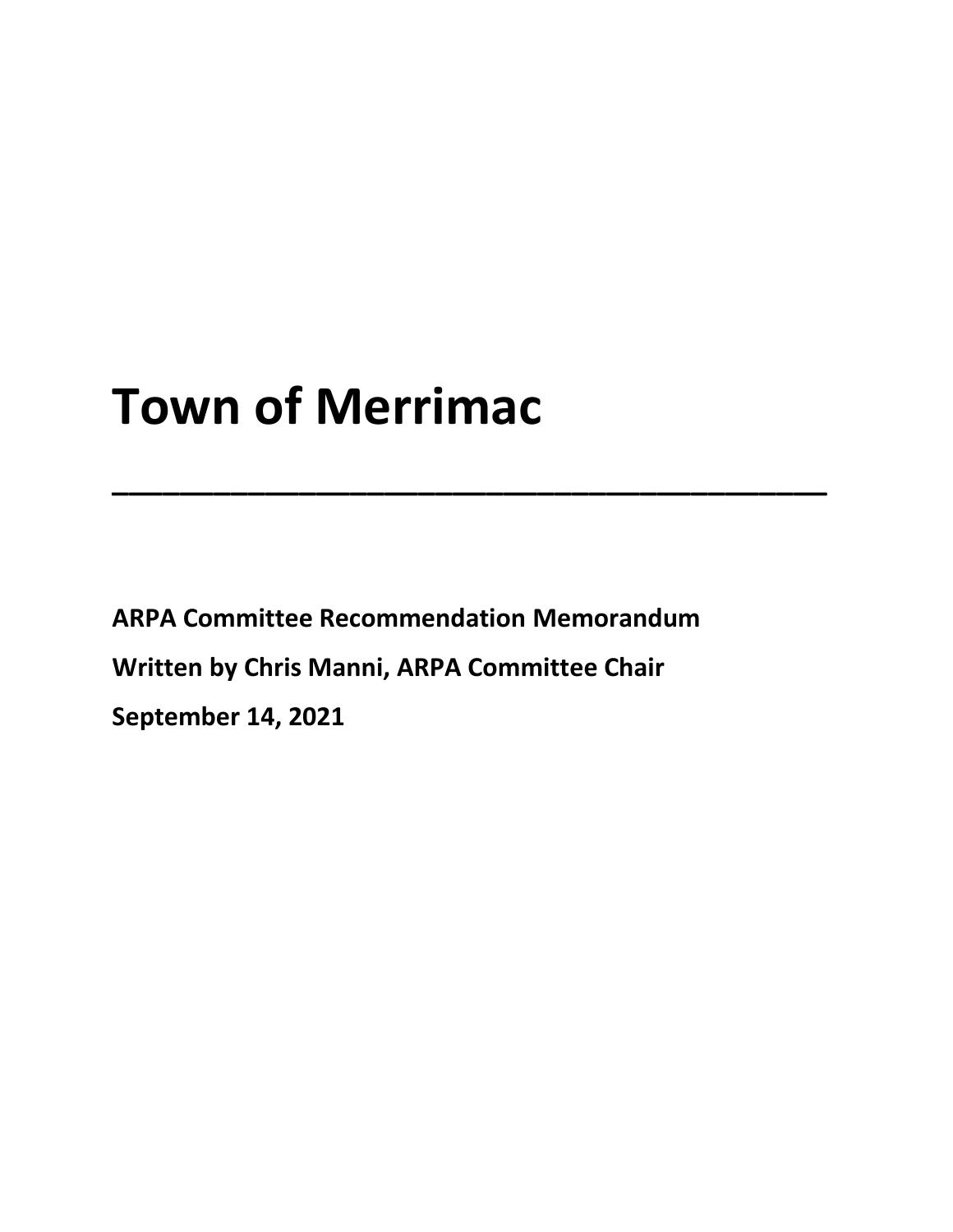# Town of Merrimac

---

**ARPA Committee Recommendation Memorandum**

**Written by Chris Manni, ARPA Committee Chair**

**September 14, 2021**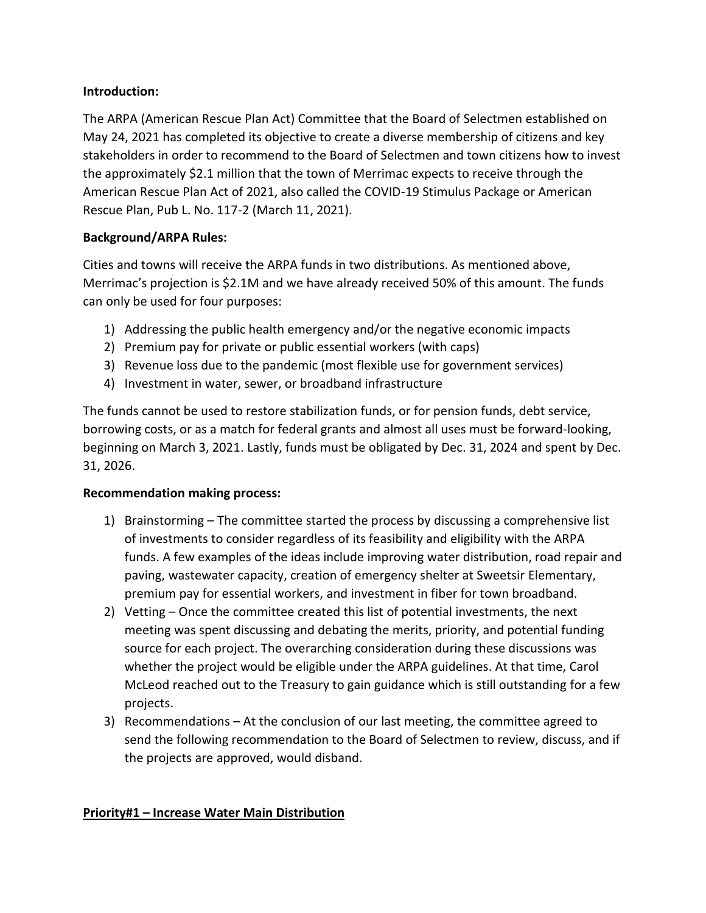**Introduction:**

The ARPA (American Rescue Plan Act) Committee that the Board of Selectmen established on May 24, 2021 has completed its objective to create a diverse membership of citizens and key stakeholders in order to recommend to the Board of Selectmen and town citizens how to invest the approximately $2.1 million that the town of Merrimac expects to receive through the American Rescue Plan Act of 2021, also called the COVID-19 Stimulus Package or American Rescue Plan, Pub L. No. 117-2 (March 11, 2021).

**Background/ARPA Rules:**

Cities and towns will receive the ARPA funds in two distributions. As mentioned above, Merrimac's projection is $2.1M and we have already received 50% of this amount. The funds can only be used for four purposes:

1) Addressing the public health emergency and/or the negative economic impacts
2) Premium pay for private or public essential workers (with caps)
3) Revenue loss due to the pandemic (most flexible use for government services)
4) Investment in water, sewer, or broadband infrastructure

The funds cannot be used to restore stabilization funds, or for pension funds, debt service, borrowing costs, or as a match for federal grants and almost all uses must be forward-looking, beginning on March 3, 2021. Lastly, funds must be obligated by Dec. 31, 2024 and spent by Dec. 31, 2026.

**Recommendation making process:**

1) Brainstorming – The committee started the process by discussing a comprehensive list of investments to consider regardless of its feasibility and eligibility with the ARPA funds. A few examples of the ideas include improving water distribution, road repair and paving, wastewater capacity, creation of emergency shelter at Sweetsir Elementary, premium pay for essential workers, and investment in fiber for town broadband.
2) Vetting – Once the committee created this list of potential investments, the next meeting was spent discussing and debating the merits, priority, and potential funding source for each project. The overarching consideration during these discussions was whether the project would be eligible under the ARPA guidelines. At that time, Carol McLeod reached out to the Treasury to gain guidance which is still outstanding for a few projects.
3) Recommendations – At the conclusion of our last meeting, the committee agreed to send the following recommendation to the Board of Selectmen to review, discuss, and if the projects are approved, would disband.

**Priority#1 – Increase Water Main Distribution**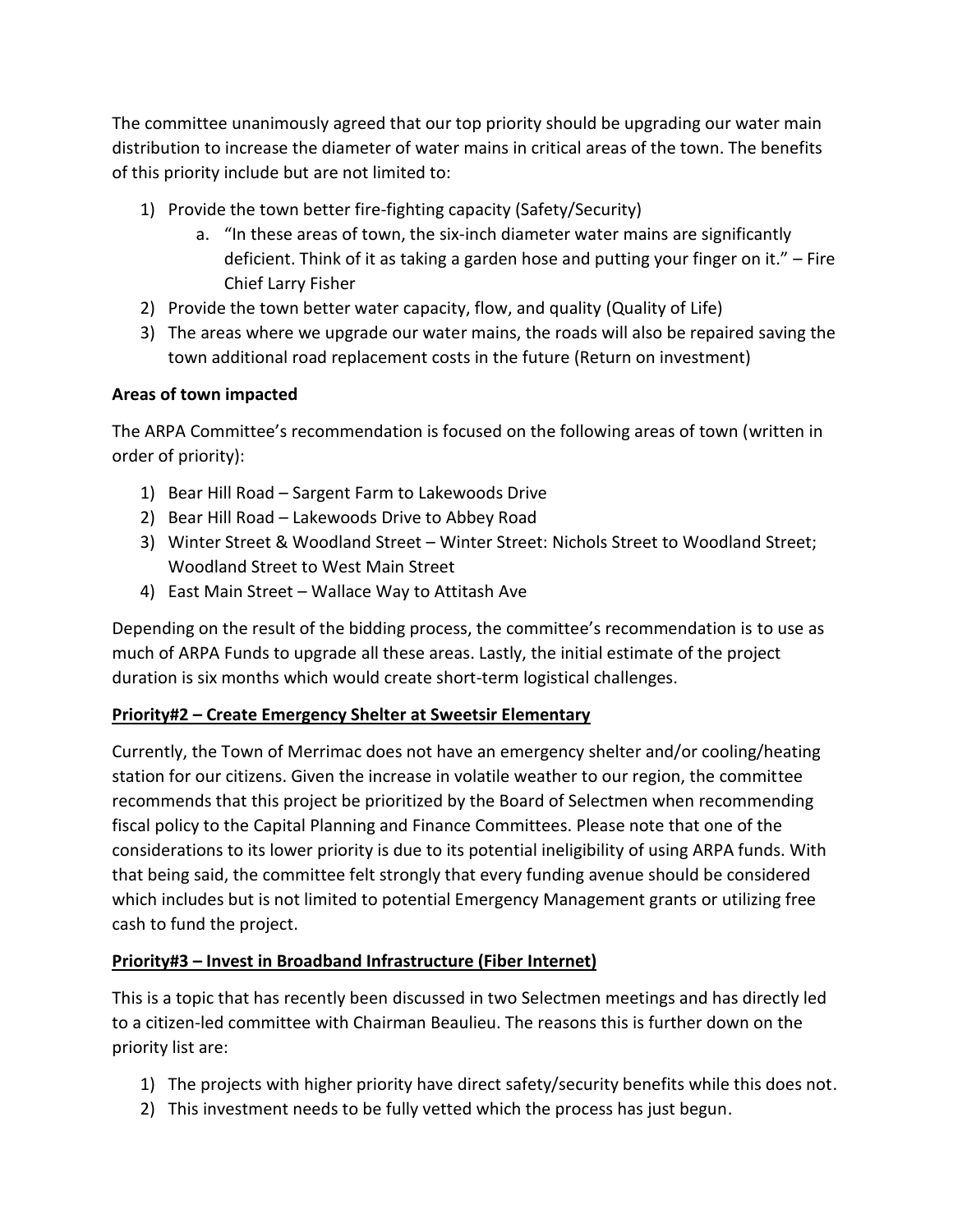The committee unanimously agreed that our top priority should be upgrading our water main distribution to increase the diameter of water mains in critical areas of the town. The benefits of this priority include but are not limited to:

1) Provide the town better fire-fighting capacity (Safety/Security)
    a. "In these areas of town, the six-inch diameter water mains are significantly deficient. Think of it as taking a garden hose and putting your finger on it." – Fire Chief Larry Fisher
2) Provide the town better water capacity, flow, and quality (Quality of Life)
3) The areas where we upgrade our water mains, the roads will also be repaired saving the town additional road replacement costs in the future (Return on investment)

**Areas of town impacted**

The ARPA Committee's recommendation is focused on the following areas of town (written in order of priority):

1) Bear Hill Road – Sargent Farm to Lakewoods Drive
2) Bear Hill Road – Lakewoods Drive to Abbey Road
3) Winter Street & Woodland Street – Winter Street: Nichols Street to Woodland Street; Woodland Street to West Main Street
4) East Main Street – Wallace Way to Attitash Ave

Depending on the result of the bidding process, the committee's recommendation is to use as much of ARPA Funds to upgrade all these areas. Lastly, the initial estimate of the project duration is six months which would create short-term logistical challenges.

**Priority#2 – Create Emergency Shelter at Sweetsir Elementary**

Currently, the Town of Merrimac does not have an emergency shelter and/or cooling/heating station for our citizens. Given the increase in volatile weather to our region, the committee recommends that this project be prioritized by the Board of Selectmen when recommending fiscal policy to the Capital Planning and Finance Committees. Please note that one of the considerations to its lower priority is due to its potential ineligibility of using ARPA funds. With that being said, the committee felt strongly that every funding avenue should be considered which includes but is not limited to potential Emergency Management grants or utilizing free cash to fund the project.

**Priority#3 – Invest in Broadband Infrastructure (Fiber Internet)**

This is a topic that has recently been discussed in two Selectmen meetings and has directly led to a citizen-led committee with Chairman Beaulieu. The reasons this is further down on the priority list are:

1) The projects with higher priority have direct safety/security benefits while this does not.
2) This investment needs to be fully vetted which the process has just begun.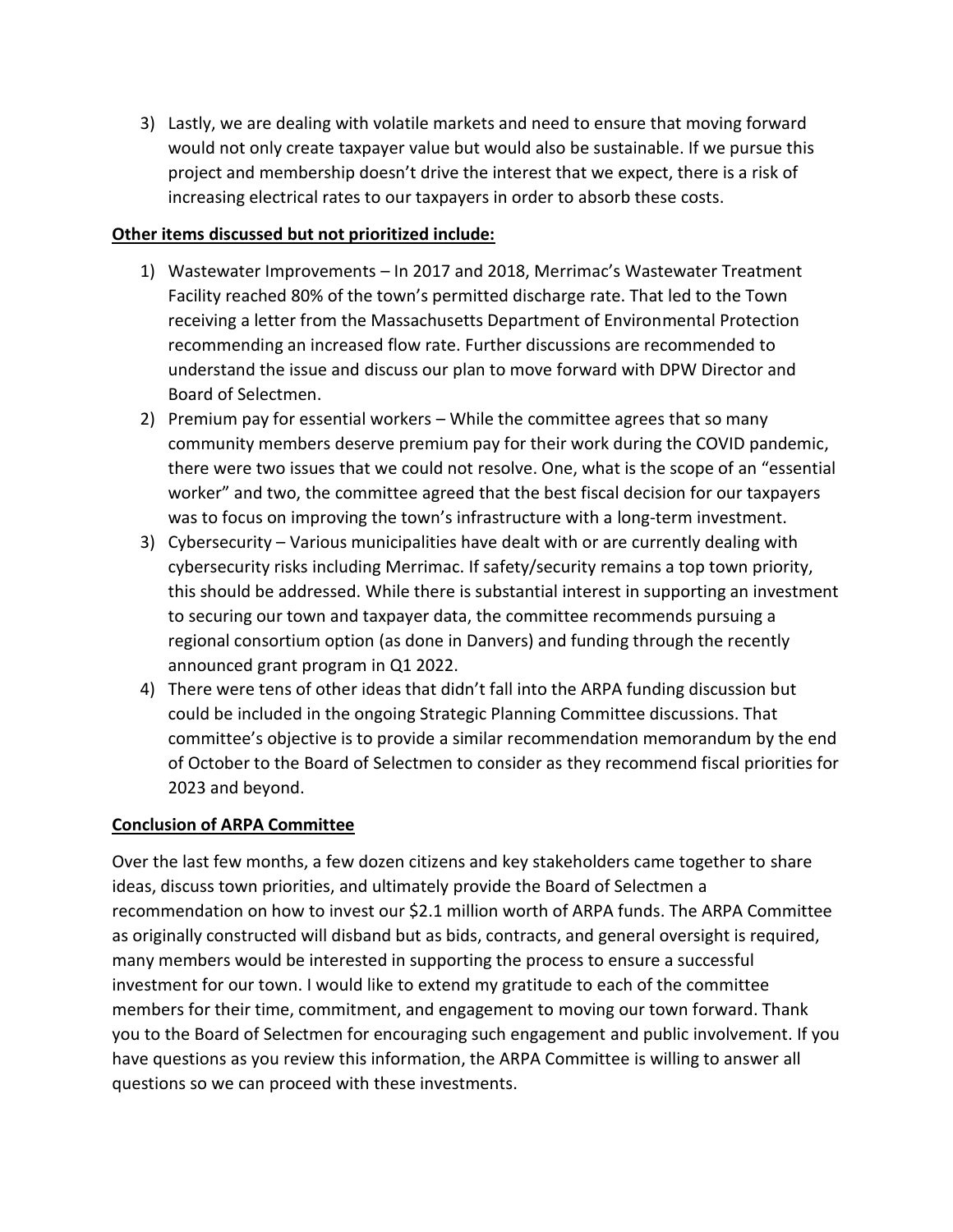3) Lastly, we are dealing with volatile markets and need to ensure that moving forward would not only create taxpayer value but would also be sustainable. If we pursue this project and membership doesn't drive the interest that we expect, there is a risk of increasing electrical rates to our taxpayers in order to absorb these costs.

**Other items discussed but not prioritized include:**

1) Wastewater Improvements – In 2017 and 2018, Merrimac's Wastewater Treatment Facility reached 80% of the town's permitted discharge rate. That led to the Town receiving a letter from the Massachusetts Department of Environmental Protection recommending an increased flow rate. Further discussions are recommended to understand the issue and discuss our plan to move forward with DPW Director and Board of Selectmen.
2) Premium pay for essential workers – While the committee agrees that so many community members deserve premium pay for their work during the COVID pandemic, there were two issues that we could not resolve. One, what is the scope of an "essential worker" and two, the committee agreed that the best fiscal decision for our taxpayers was to focus on improving the town's infrastructure with a long-term investment.
3) Cybersecurity – Various municipalities have dealt with or are currently dealing with cybersecurity risks including Merrimac. If safety/security remains a top town priority, this should be addressed. While there is substantial interest in supporting an investment to securing our town and taxpayer data, the committee recommends pursuing a regional consortium option (as done in Danvers) and funding through the recently announced grant program in Q1 2022.
4) There were tens of other ideas that didn't fall into the ARPA funding discussion but could be included in the ongoing Strategic Planning Committee discussions. That committee's objective is to provide a similar recommendation memorandum by the end of October to the Board of Selectmen to consider as they recommend fiscal priorities for 2023 and beyond.

**Conclusion of ARPA Committee**

Over the last few months, a few dozen citizens and key stakeholders came together to share ideas, discuss town priorities, and ultimately provide the Board of Selectmen a recommendation on how to invest our $2.1 million worth of ARPA funds. The ARPA Committee as originally constructed will disband but as bids, contracts, and general oversight is required, many members would be interested in supporting the process to ensure a successful investment for our town. I would like to extend my gratitude to each of the committee members for their time, commitment, and engagement to moving our town forward. Thank you to the Board of Selectmen for encouraging such engagement and public involvement. If you have questions as you review this information, the ARPA Committee is willing to answer all questions so we can proceed with these investments.